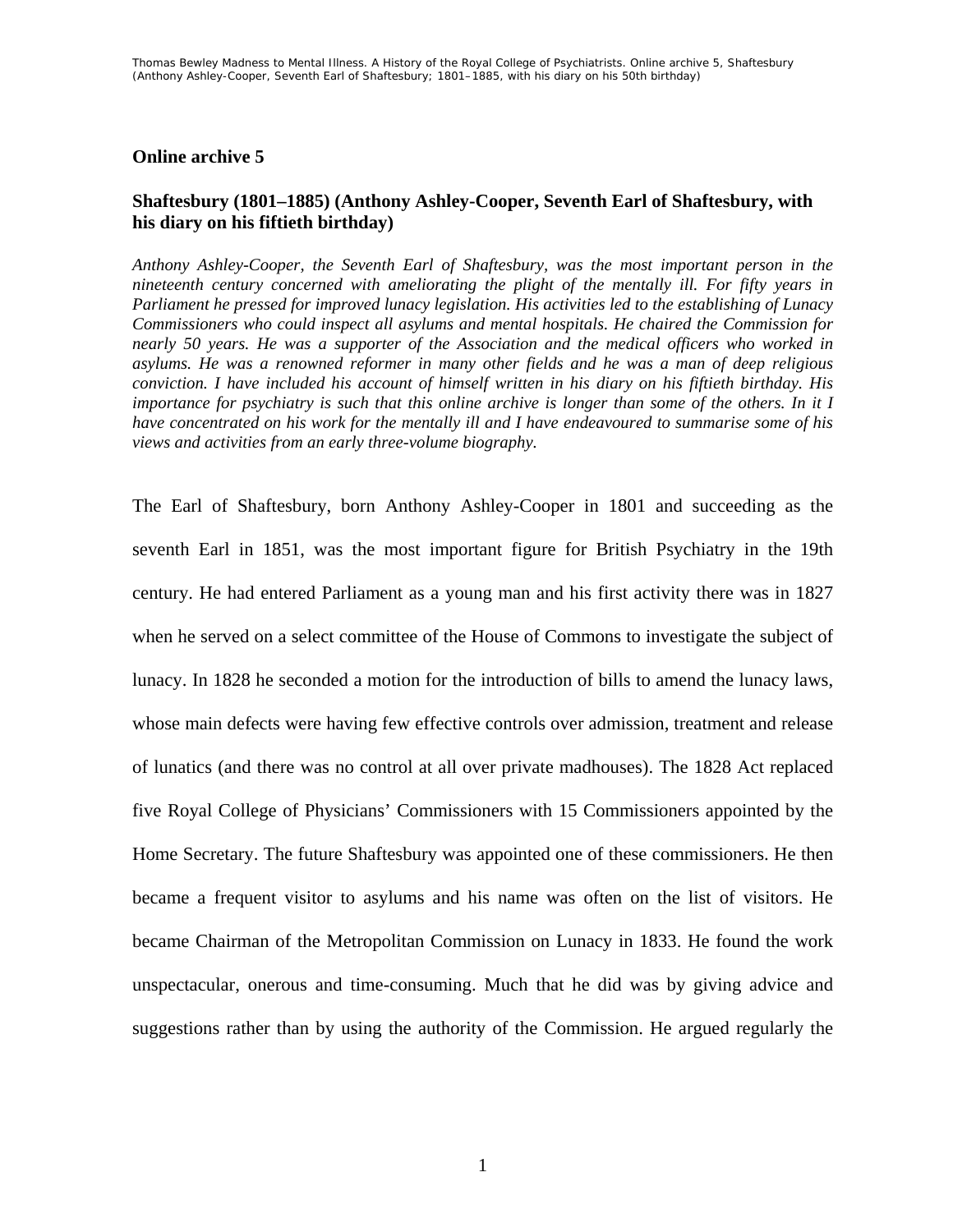## Online archive 5

### Shaftesbury (1801–1885) (Anthony Ashley-Cooper, Seventh Earl of Shaftesbury, with his diary on his fiftieth birthday)

*Anthony Ashley-Cooper, the Seventh Earl of Shaftesbury, was the most important person in the nineteenth century concerned with ameliorating the plight of the mentally ill. For fifty years in Parliament he pressed for improved lunacy legislation. His activities led to the establishing of Lunacy Commissioners who could inspect all asylums and mental hospitals. He chaired the Commission for nearly 50 years. He was a supporter of the Association and the medical officers who worked in asylums. He was a renowned reformer in many other fields and he was a man of deep religious conviction. I have included his account of himself written in his diary on his fiftieth birthday. His importance for psychiatry is such that this online archive is longer than some of the others. In it I have concentrated on his work for the mentally ill and I have endeavoured to summarise some of his views and activities from an early three-volume biography.*

The Earl of Shaftesbury, born Anthony Ashley-Cooper in 1801 and succeeding as the seventh Earl in 1851, was the most important figure for British Psychiatry in the 19th century. He had entered Parliament as a young man and his first activity there was in 1827 when he served on a select committee of the House of Commons to investigate the subject of lunacy. In 1828 he seconded a motion for the introduction of bills to amend the lunacy laws, whose main defects were having few effective controls over admission, treatment and release of lunatics (and there was no control at all over private madhouses). The 1828 Act replaced five Royal College of Physicians' Commissioners with 15 Commissioners appointed by the Home Secretary. The future Shaftesbury was appointed one of these commissioners. He then became a frequent visitor to asylums and his name was often on the list of visitors. He became Chairman of the Metropolitan Commission on Lunacy in 1833. He found the work unspectacular, onerous and time-consuming. Much that he did was by giving advice and suggestions rather than by using the authority of the Commission. He argued regularly the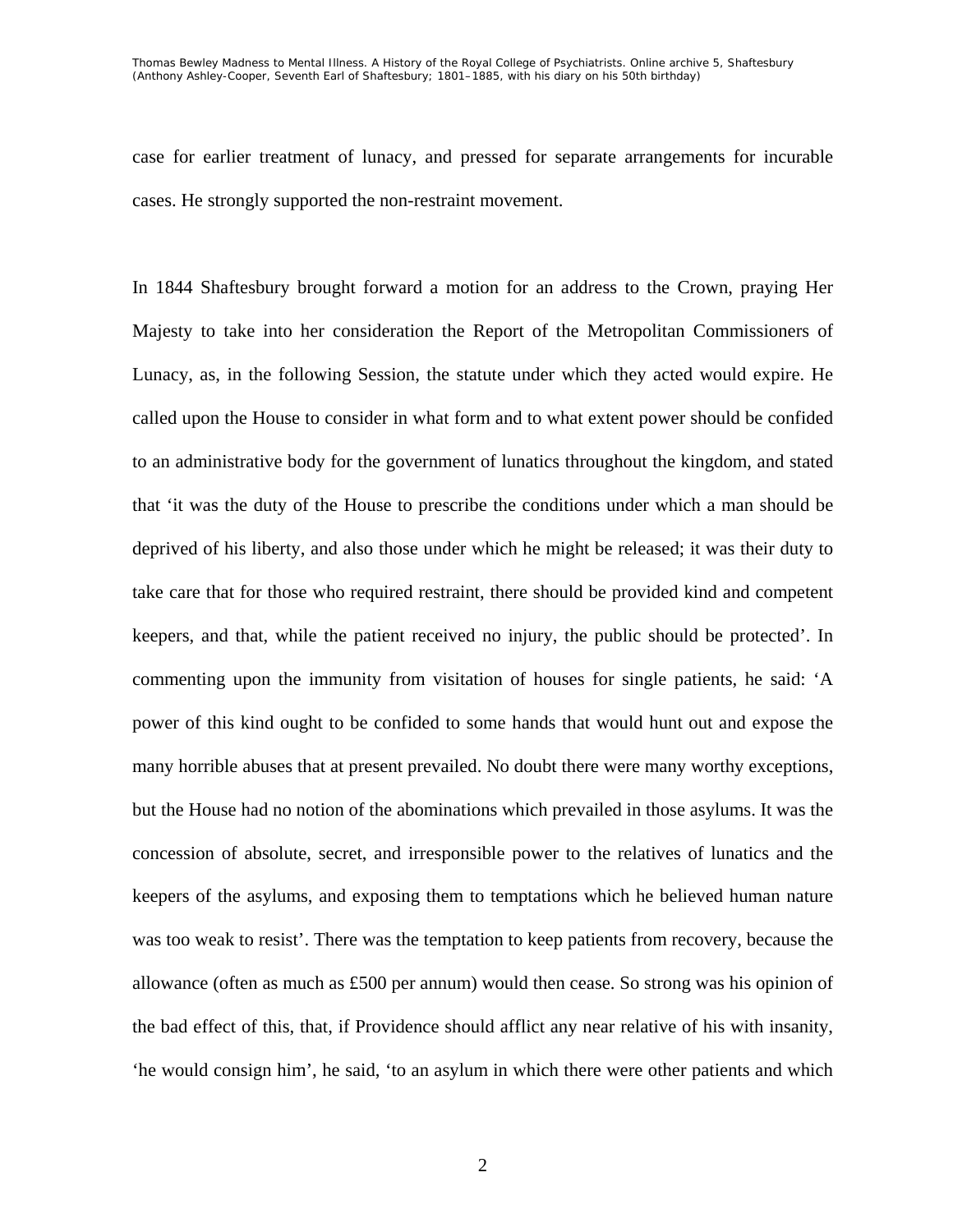case for earlier treatment of lunacy, and pressed for separate arrangements for incurable cases. He strongly supported the non-restraint movement.

In 1844 Shaftesbury brought forward a motion for an address to the Crown, praying Her Majesty to take into her consideration the Report of the Metropolitan Commissioners of Lunacy, as, in the following Session, the statute under which they acted would expire. He called upon the House to consider in what form and to what extent power should be confided to an administrative body for the government of lunatics throughout the kingdom, and stated that 'it was the duty of the House to prescribe the conditions under which a man should be deprived of his liberty, and also those under which he might be released; it was their duty to take care that for those who required restraint, there should be provided kind and competent keepers, and that, while the patient received no injury, the public should be protected'. In commenting upon the immunity from visitation of houses for single patients, he said: 'A power of this kind ought to be confided to some hands that would hunt out and expose the many horrible abuses that at present prevailed. No doubt there were many worthy exceptions, but the House had no notion of the abominations which prevailed in those asylums. It was the concession of absolute, secret, and irresponsible power to the relatives of lunatics and the keepers of the asylums, and exposing them to temptations which he believed human nature was too weak to resist'. There was the temptation to keep patients from recovery, because the allowance (often as much as £500 per annum) would then cease. So strong was his opinion of the bad effect of this, that, if Providence should afflict any near relative of his with insanity, 'he would consign him', he said, 'to an asylum in which there were other patients and which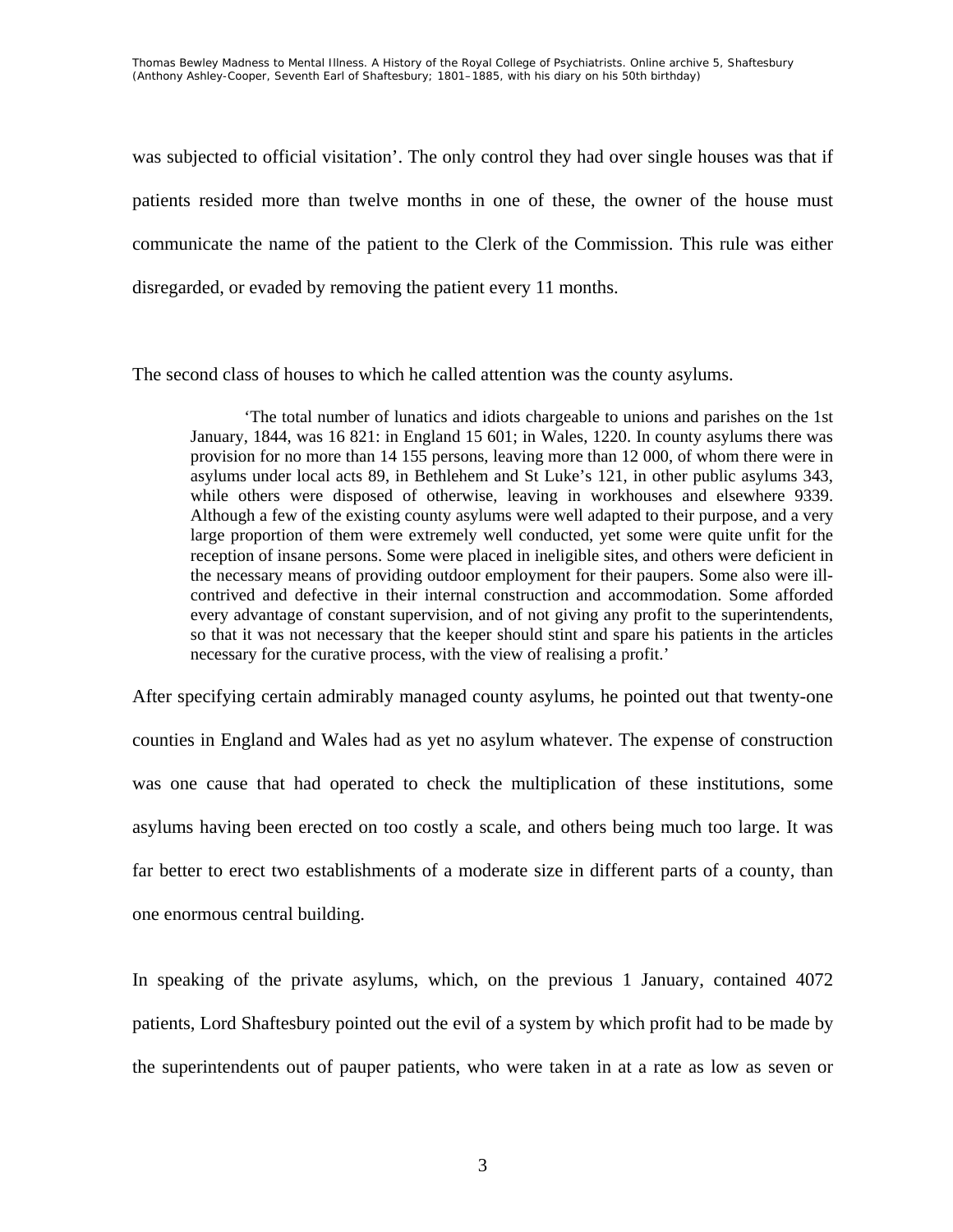was subjected to official visitation'. The only control they had over single houses was that if patients resided more than twelve months in one of these, the owner of the house must communicate the name of the patient to the Clerk of the Commission. This rule was either disregarded, or evaded by removing the patient every 11 months.

The second class of houses to which he called attention was the county asylums.

> 'The total number of lunatics and idiots chargeable to unions and parishes on the 1st January, 1844, was 16 821: in England 15 601; in Wales, 1220. In county asylums there was provision for no more than 14 155 persons, leaving more than 12 000, of whom there were in asylums under local acts 89, in Bethlehem and St Luke's 121, in other public asylums 343, while others were disposed of otherwise, leaving in workhouses and elsewhere 9339. Although a few of the existing county asylums were well adapted to their purpose, and a very large proportion of them were extremely well conducted, yet some were quite unfit for the reception of insane persons. Some were placed in ineligible sites, and others were deficient in the necessary means of providing outdoor employment for their paupers. Some also were ill-contrived and defective in their internal construction and accommodation. Some afforded every advantage of constant supervision, and of not giving any profit to the superintendents, so that it was not necessary that the keeper should stint and spare his patients in the articles necessary for the curative process, with the view of realising a profit.'

After specifying certain admirably managed county asylums, he pointed out that twenty-one counties in England and Wales had as yet no asylum whatever. The expense of construction was one cause that had operated to check the multiplication of these institutions, some asylums having been erected on too costly a scale, and others being much too large. It was far better to erect two establishments of a moderate size in different parts of a county, than one enormous central building.

In speaking of the private asylums, which, on the previous 1 January, contained 4072 patients, Lord Shaftesbury pointed out the evil of a system by which profit had to be made by the superintendents out of pauper patients, who were taken in at a rate as low as seven or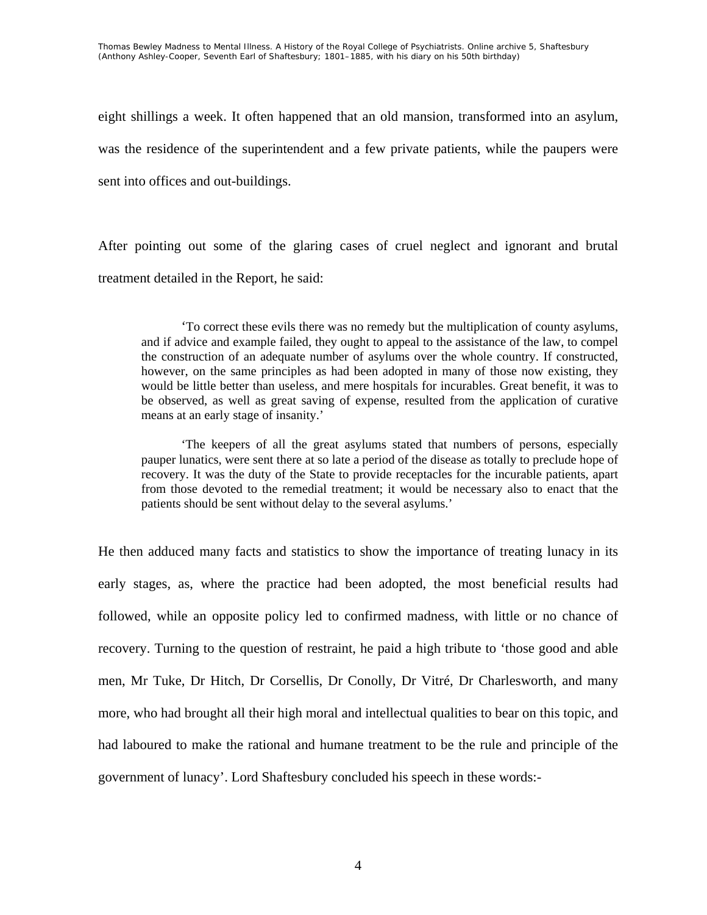eight shillings a week. It often happened that an old mansion, transformed into an asylum, was the residence of the superintendent and a few private patients, while the paupers were sent into offices and out-buildings.

After pointing out some of the glaring cases of cruel neglect and ignorant and brutal treatment detailed in the Report, he said:

> 'To correct these evils there was no remedy but the multiplication of county asylums, and if advice and example failed, they ought to appeal to the assistance of the law, to compel the construction of an adequate number of asylums over the whole country. If constructed, however, on the same principles as had been adopted in many of those now existing, they would be little better than useless, and mere hospitals for incurables. Great benefit, it was to be observed, as well as great saving of expense, resulted from the application of curative means at an early stage of insanity.'
>
> 'The keepers of all the great asylums stated that numbers of persons, especially pauper lunatics, were sent there at so late a period of the disease as totally to preclude hope of recovery. It was the duty of the State to provide receptacles for the incurable patients, apart from those devoted to the remedial treatment; it would be necessary also to enact that the patients should be sent without delay to the several asylums.'

He then adduced many facts and statistics to show the importance of treating lunacy in its early stages, as, where the practice had been adopted, the most beneficial results had followed, while an opposite policy led to confirmed madness, with little or no chance of recovery. Turning to the question of restraint, he paid a high tribute to 'those good and able men, Mr Tuke, Dr Hitch, Dr Corsellis, Dr Conolly, Dr Vitré, Dr Charlesworth, and many more, who had brought all their high moral and intellectual qualities to bear on this topic, and had laboured to make the rational and humane treatment to be the rule and principle of the government of lunacy'. Lord Shaftesbury concluded his speech in these words:-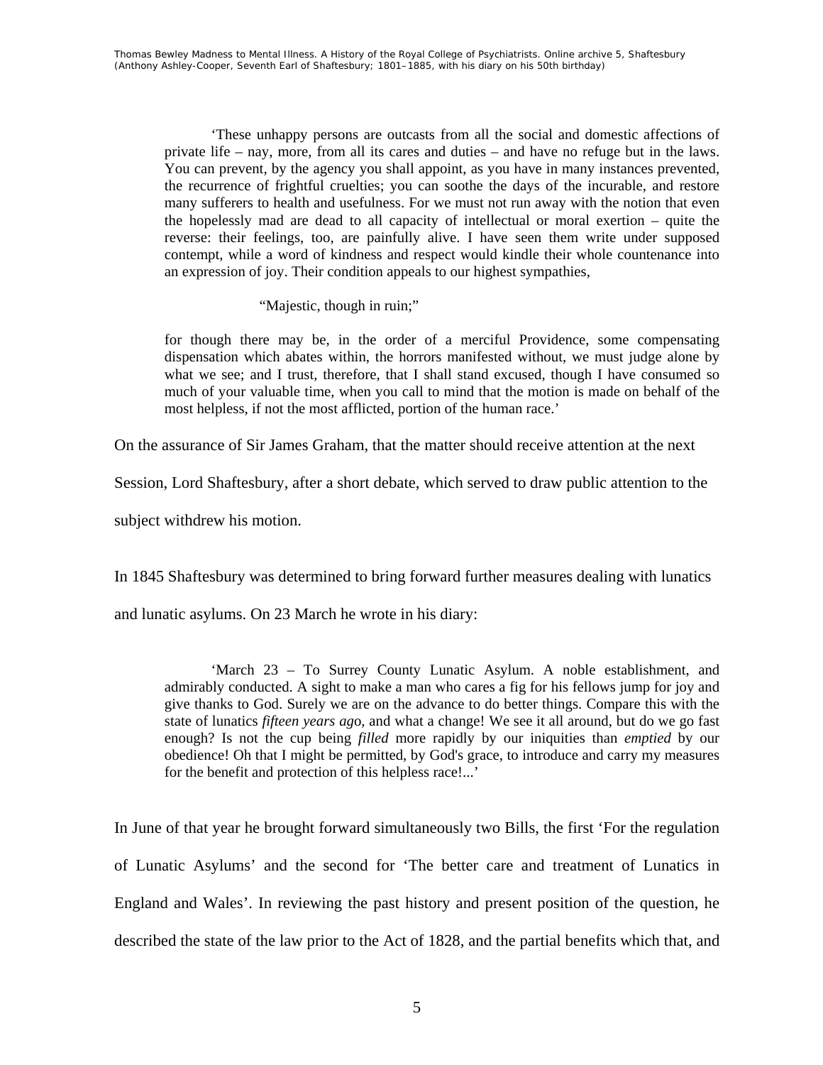> 'These unhappy persons are outcasts from all the social and domestic affections of private life – nay, more, from all its cares and duties – and have no refuge but in the laws. You can prevent, by the agency you shall appoint, as you have in many instances prevented, the recurrence of frightful cruelties; you can soothe the days of the incurable, and restore many sufferers to health and usefulness. For we must not run away with the notion that even the hopelessly mad are dead to all capacity of intellectual or moral exertion – quite the reverse: their feelings, too, are painfully alive. I have seen them write under supposed contempt, while a word of kindness and respect would kindle their whole countenance into an expression of joy. Their condition appeals to our highest sympathies,
>
> "Majestic, though in ruin;"
>
> for though there may be, in the order of a merciful Providence, some compensating dispensation which abates within, the horrors manifested without, we must judge alone by what we see; and I trust, therefore, that I shall stand excused, though I have consumed so much of your valuable time, when you call to mind that the motion is made on behalf of the most helpless, if not the most afflicted, portion of the human race.'

On the assurance of Sir James Graham, that the matter should receive attention at the next Session, Lord Shaftesbury, after a short debate, which served to draw public attention to the subject withdrew his motion.

In 1845 Shaftesbury was determined to bring forward further measures dealing with lunatics and lunatic asylums. On 23 March he wrote in his diary:

> 'March 23 – To Surrey County Lunatic Asylum. A noble establishment, and admirably conducted. A sight to make a man who cares a fig for his fellows jump for joy and give thanks to God. Surely we are on the advance to do better things. Compare this with the state of lunatics *fifteen years ago*, and what a change! We see it all around, but do we go fast enough? Is not the cup being *filled* more rapidly by our iniquities than *emptied* by our obedience! Oh that I might be permitted, by God's grace, to introduce and carry my measures for the benefit and protection of this helpless race!...'

In June of that year he brought forward simultaneously two Bills, the first 'For the regulation of Lunatic Asylums' and the second for 'The better care and treatment of Lunatics in England and Wales'. In reviewing the past history and present position of the question, he described the state of the law prior to the Act of 1828, and the partial benefits which that, and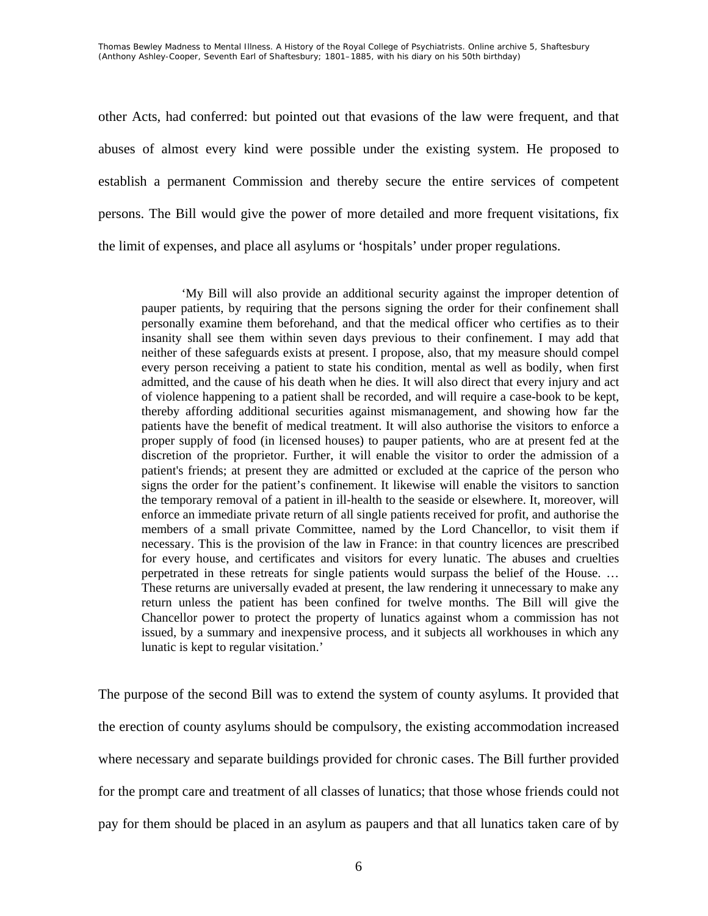other Acts, had conferred: but pointed out that evasions of the law were frequent, and that abuses of almost every kind were possible under the existing system. He proposed to establish a permanent Commission and thereby secure the entire services of competent persons. The Bill would give the power of more detailed and more frequent visitations, fix the limit of expenses, and place all asylums or 'hospitals' under proper regulations.

> 'My Bill will also provide an additional security against the improper detention of pauper patients, by requiring that the persons signing the order for their confinement shall personally examine them beforehand, and that the medical officer who certifies as to their insanity shall see them within seven days previous to their confinement. I may add that neither of these safeguards exists at present. I propose, also, that my measure should compel every person receiving a patient to state his condition, mental as well as bodily, when first admitted, and the cause of his death when he dies. It will also direct that every injury and act of violence happening to a patient shall be recorded, and will require a case-book to be kept, thereby affording additional securities against mismanagement, and showing how far the patients have the benefit of medical treatment. It will also authorise the visitors to enforce a proper supply of food (in licensed houses) to pauper patients, who are at present fed at the discretion of the proprietor. Further, it will enable the visitor to order the admission of a patient's friends; at present they are admitted or excluded at the caprice of the person who signs the order for the patient's confinement. It likewise will enable the visitors to sanction the temporary removal of a patient in ill-health to the seaside or elsewhere. It, moreover, will enforce an immediate private return of all single patients received for profit, and authorise the members of a small private Committee, named by the Lord Chancellor, to visit them if necessary. This is the provision of the law in France: in that country licences are prescribed for every house, and certificates and visitors for every lunatic. The abuses and cruelties perpetrated in these retreats for single patients would surpass the belief of the House. … These returns are universally evaded at present, the law rendering it unnecessary to make any return unless the patient has been confined for twelve months. The Bill will give the Chancellor power to protect the property of lunatics against whom a commission has not issued, by a summary and inexpensive process, and it subjects all workhouses in which any lunatic is kept to regular visitation.'

The purpose of the second Bill was to extend the system of county asylums. It provided that the erection of county asylums should be compulsory, the existing accommodation increased where necessary and separate buildings provided for chronic cases. The Bill further provided for the prompt care and treatment of all classes of lunatics; that those whose friends could not pay for them should be placed in an asylum as paupers and that all lunatics taken care of by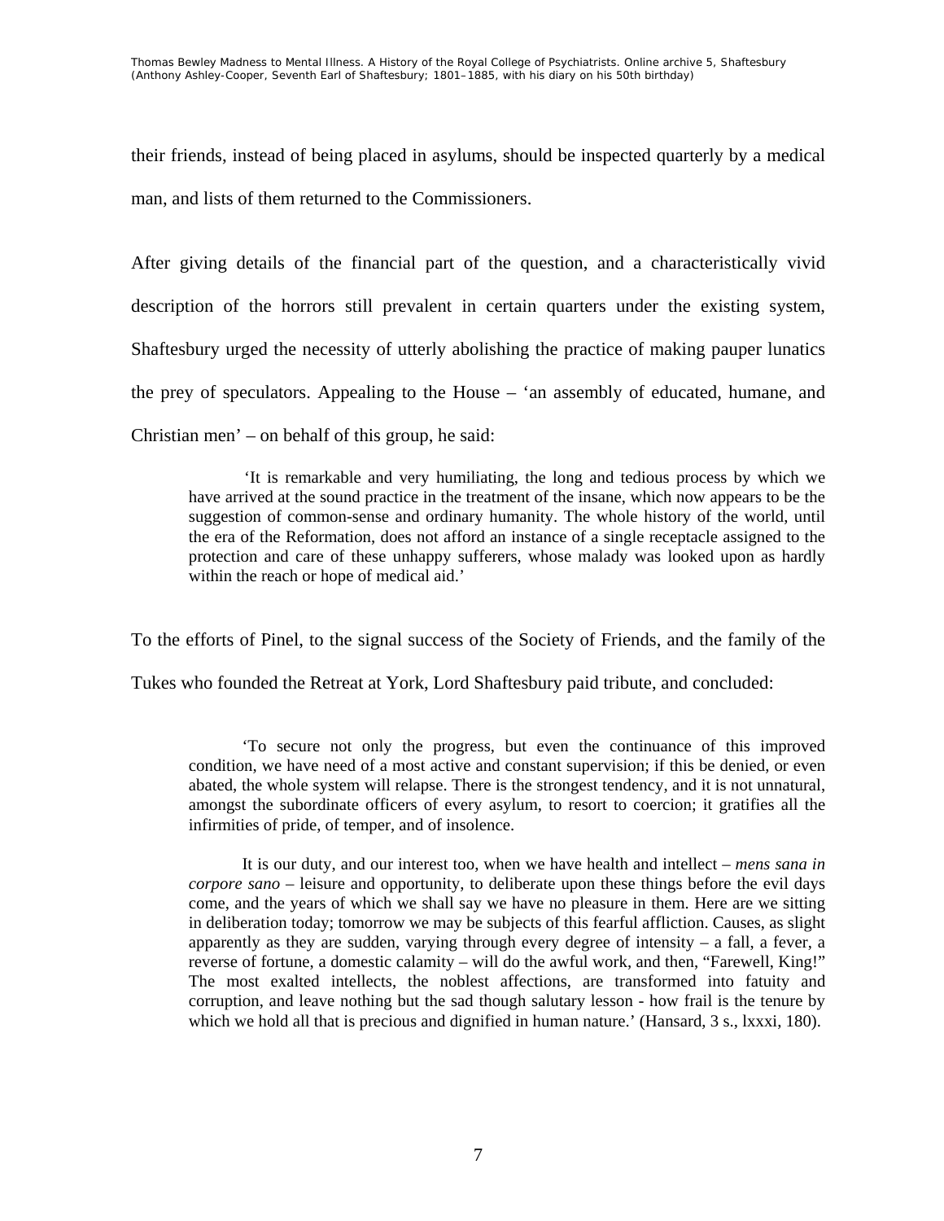their friends, instead of being placed in asylums, should be inspected quarterly by a medical man, and lists of them returned to the Commissioners.

After giving details of the financial part of the question, and a characteristically vivid description of the horrors still prevalent in certain quarters under the existing system, Shaftesbury urged the necessity of utterly abolishing the practice of making pauper lunatics the prey of speculators. Appealing to the House – 'an assembly of educated, humane, and Christian men' – on behalf of this group, he said:

> 'It is remarkable and very humiliating, the long and tedious process by which we have arrived at the sound practice in the treatment of the insane, which now appears to be the suggestion of common-sense and ordinary humanity. The whole history of the world, until the era of the Reformation, does not afford an instance of a single receptacle assigned to the protection and care of these unhappy sufferers, whose malady was looked upon as hardly within the reach or hope of medical aid.'

To the efforts of Pinel, to the signal success of the Society of Friends, and the family of the Tukes who founded the Retreat at York, Lord Shaftesbury paid tribute, and concluded:

> 'To secure not only the progress, but even the continuance of this improved condition, we have need of a most active and constant supervision; if this be denied, or even abated, the whole system will relapse. There is the strongest tendency, and it is not unnatural, amongst the subordinate officers of every asylum, to resort to coercion; it gratifies all the infirmities of pride, of temper, and of insolence.
>
> It is our duty, and our interest too, when we have health and intellect – *mens sana in corpore sano* – leisure and opportunity, to deliberate upon these things before the evil days come, and the years of which we shall say we have no pleasure in them. Here are we sitting in deliberation today; tomorrow we may be subjects of this fearful affliction. Causes, as slight apparently as they are sudden, varying through every degree of intensity – a fall, a fever, a reverse of fortune, a domestic calamity – will do the awful work, and then, "Farewell, King!" The most exalted intellects, the noblest affections, are transformed into fatuity and corruption, and leave nothing but the sad though salutary lesson - how frail is the tenure by which we hold all that is precious and dignified in human nature.' (Hansard, 3 s., lxxxi, 180).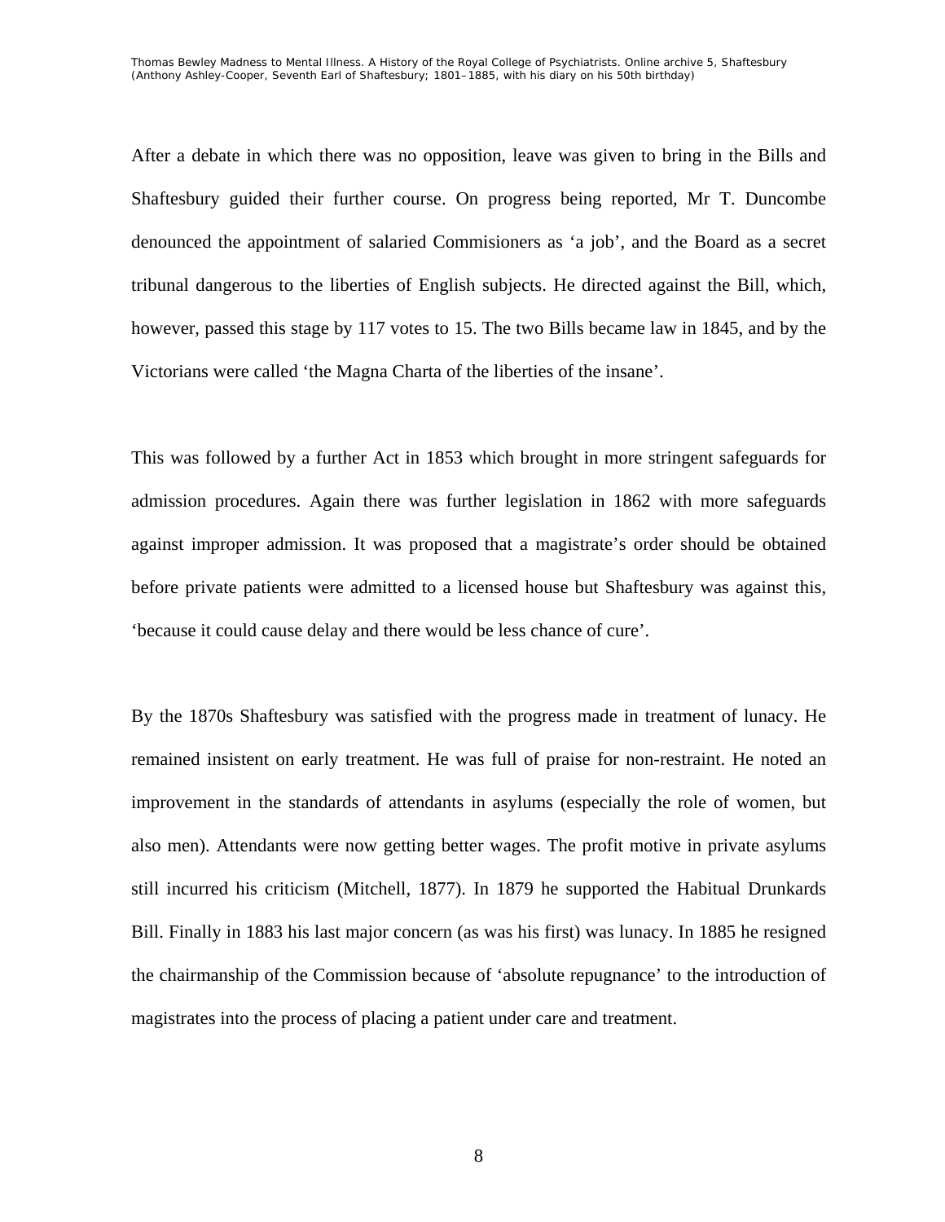After a debate in which there was no opposition, leave was given to bring in the Bills and Shaftesbury guided their further course. On progress being reported, Mr T. Duncombe denounced the appointment of salaried Commisioners as ‘a job’, and the Board as a secret tribunal dangerous to the liberties of English subjects. He directed against the Bill, which, however, passed this stage by 117 votes to 15. The two Bills became law in 1845, and by the Victorians were called ‘the Magna Charta of the liberties of the insane’.

This was followed by a further Act in 1853 which brought in more stringent safeguards for admission procedures. Again there was further legislation in 1862 with more safeguards against improper admission. It was proposed that a magistrate’s order should be obtained before private patients were admitted to a licensed house but Shaftesbury was against this, ‘because it could cause delay and there would be less chance of cure’.

By the 1870s Shaftesbury was satisfied with the progress made in treatment of lunacy. He remained insistent on early treatment. He was full of praise for non-restraint. He noted an improvement in the standards of attendants in asylums (especially the role of women, but also men). Attendants were now getting better wages. The profit motive in private asylums still incurred his criticism (Mitchell, 1877). In 1879 he supported the Habitual Drunkards Bill. Finally in 1883 his last major concern (as was his first) was lunacy. In 1885 he resigned the chairmanship of the Commission because of ‘absolute repugnance’ to the introduction of magistrates into the process of placing a patient under care and treatment.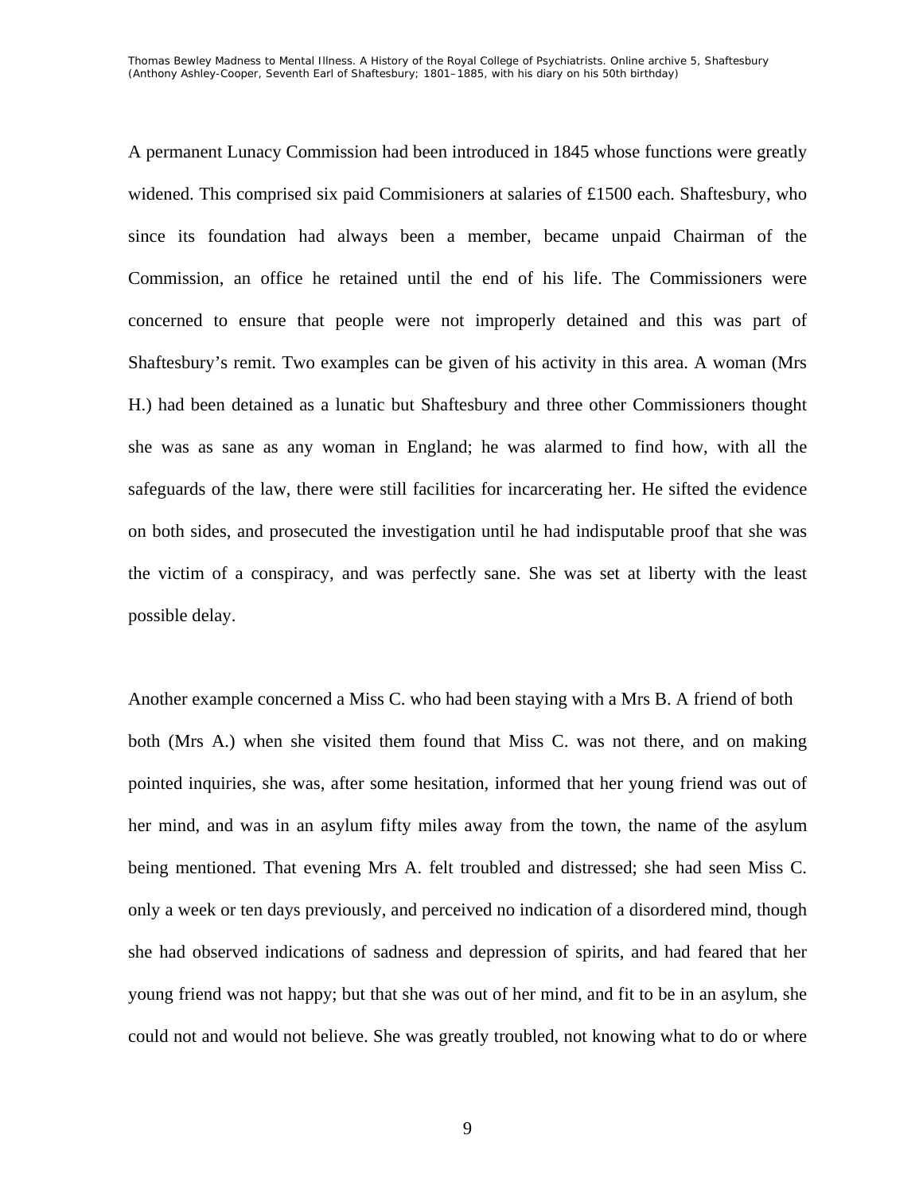A permanent Lunacy Commission had been introduced in 1845 whose functions were greatly widened. This comprised six paid Commisioners at salaries of £1500 each. Shaftesbury, who since its foundation had always been a member, became unpaid Chairman of the Commission, an office he retained until the end of his life. The Commissioners were concerned to ensure that people were not improperly detained and this was part of Shaftesbury's remit. Two examples can be given of his activity in this area. A woman (Mrs H.) had been detained as a lunatic but Shaftesbury and three other Commissioners thought she was as sane as any woman in England; he was alarmed to find how, with all the safeguards of the law, there were still facilities for incarcerating her. He sifted the evidence on both sides, and prosecuted the investigation until he had indisputable proof that she was the victim of a conspiracy, and was perfectly sane. She was set at liberty with the least possible delay.

Another example concerned a Miss C. who had been staying with a Mrs B. A friend of both both (Mrs A.) when she visited them found that Miss C. was not there, and on making pointed inquiries, she was, after some hesitation, informed that her young friend was out of her mind, and was in an asylum fifty miles away from the town, the name of the asylum being mentioned. That evening Mrs A. felt troubled and distressed; she had seen Miss C. only a week or ten days previously, and perceived no indication of a disordered mind, though she had observed indications of sadness and depression of spirits, and had feared that her young friend was not happy; but that she was out of her mind, and fit to be in an asylum, she could not and would not believe. She was greatly troubled, not knowing what to do or where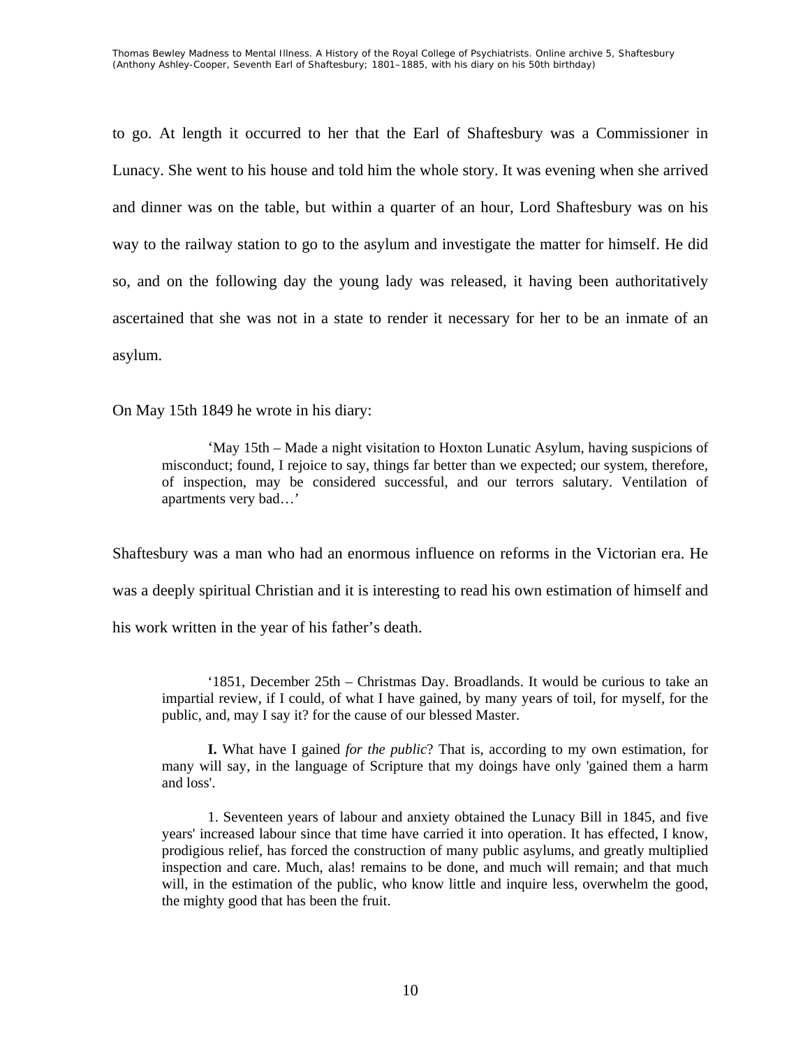to go. At length it occurred to her that the Earl of Shaftesbury was a Commissioner in Lunacy. She went to his house and told him the whole story. It was evening when she arrived and dinner was on the table, but within a quarter of an hour, Lord Shaftesbury was on his way to the railway station to go to the asylum and investigate the matter for himself. He did so, and on the following day the young lady was released, it having been authoritatively ascertained that she was not in a state to render it necessary for her to be an inmate of an asylum.

On May 15th 1849 he wrote in his diary:

> 'May 15th – Made a night visitation to Hoxton Lunatic Asylum, having suspicions of misconduct; found, I rejoice to say, things far better than we expected; our system, therefore, of inspection, may be considered successful, and our terrors salutary. Ventilation of apartments very bad…'

Shaftesbury was a man who had an enormous influence on reforms in the Victorian era. He was a deeply spiritual Christian and it is interesting to read his own estimation of himself and his work written in the year of his father's death.

> '1851, December 25th – Christmas Day. Broadlands. It would be curious to take an impartial review, if I could, of what I have gained, by many years of toil, for myself, for the public, and, may I say it? for the cause of our blessed Master.
>
> **I.** What have I gained *for the public*? That is, according to my own estimation, for many will say, in the language of Scripture that my doings have only 'gained them a harm and loss'.
>
> 1. Seventeen years of labour and anxiety obtained the Lunacy Bill in 1845, and five years' increased labour since that time have carried it into operation. It has effected, I know, prodigious relief, has forced the construction of many public asylums, and greatly multiplied inspection and care. Much, alas! remains to be done, and much will remain; and that much will, in the estimation of the public, who know little and inquire less, overwhelm the good, the mighty good that has been the fruit.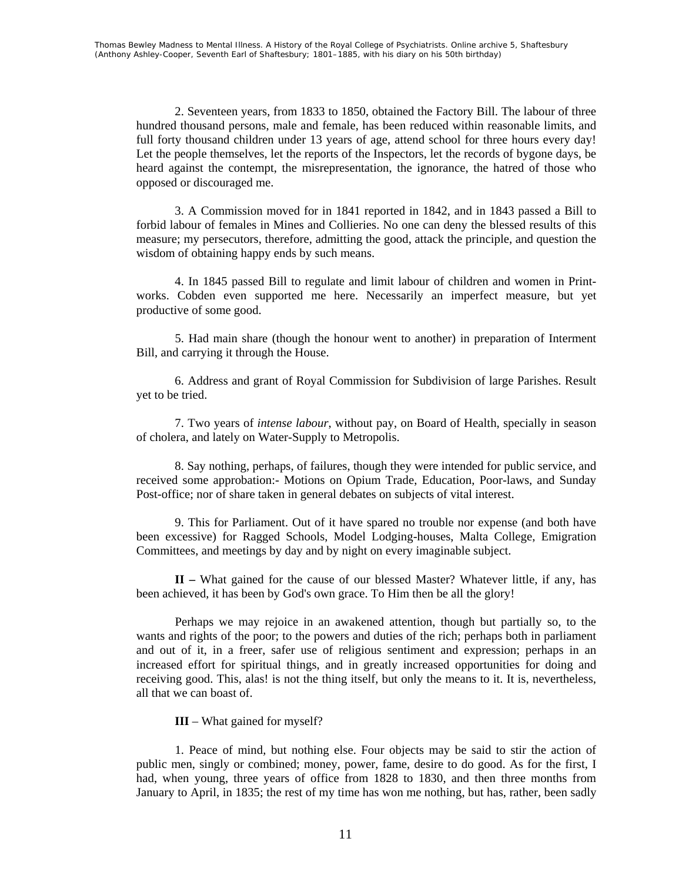2. Seventeen years, from 1833 to 1850, obtained the Factory Bill. The labour of three hundred thousand persons, male and female, has been reduced within reasonable limits, and full forty thousand children under 13 years of age, attend school for three hours every day! Let the people themselves, let the reports of the Inspectors, let the records of bygone days, be heard against the contempt, the misrepresentation, the ignorance, the hatred of those who opposed or discouraged me.

3. A Commission moved for in 1841 reported in 1842, and in 1843 passed a Bill to forbid labour of females in Mines and Collieries. No one can deny the blessed results of this measure; my persecutors, therefore, admitting the good, attack the principle, and question the wisdom of obtaining happy ends by such means.

4. In 1845 passed Bill to regulate and limit labour of children and women in Print-works. Cobden even supported me here. Necessarily an imperfect measure, but yet productive of some good.

5. Had main share (though the honour went to another) in preparation of Interment Bill, and carrying it through the House.

6. Address and grant of Royal Commission for Subdivision of large Parishes. Result yet to be tried.

7. Two years of *intense labour*, without pay, on Board of Health, specially in season of cholera, and lately on Water-Supply to Metropolis.

8. Say nothing, perhaps, of failures, though they were intended for public service, and received some approbation:- Motions on Opium Trade, Education, Poor-laws, and Sunday Post-office; nor of share taken in general debates on subjects of vital interest.

9. This for Parliament. Out of it have spared no trouble nor expense (and both have been excessive) for Ragged Schools, Model Lodging-houses, Malta College, Emigration Committees, and meetings by day and by night on every imaginable subject.

**II –** What gained for the cause of our blessed Master? Whatever little, if any, has been achieved, it has been by God's own grace. To Him then be all the glory!

Perhaps we may rejoice in an awakened attention, though but partially so, to the wants and rights of the poor; to the powers and duties of the rich; perhaps both in parliament and out of it, in a freer, safer use of religious sentiment and expression; perhaps in an increased effort for spiritual things, and in greatly increased opportunities for doing and receiving good. This, alas! is not the thing itself, but only the means to it. It is, nevertheless, all that we can boast of.

**III** – What gained for myself?

1. Peace of mind, but nothing else. Four objects may be said to stir the action of public men, singly or combined; money, power, fame, desire to do good. As for the first, I had, when young, three years of office from 1828 to 1830, and then three months from January to April, in 1835; the rest of my time has won me nothing, but has, rather, been sadly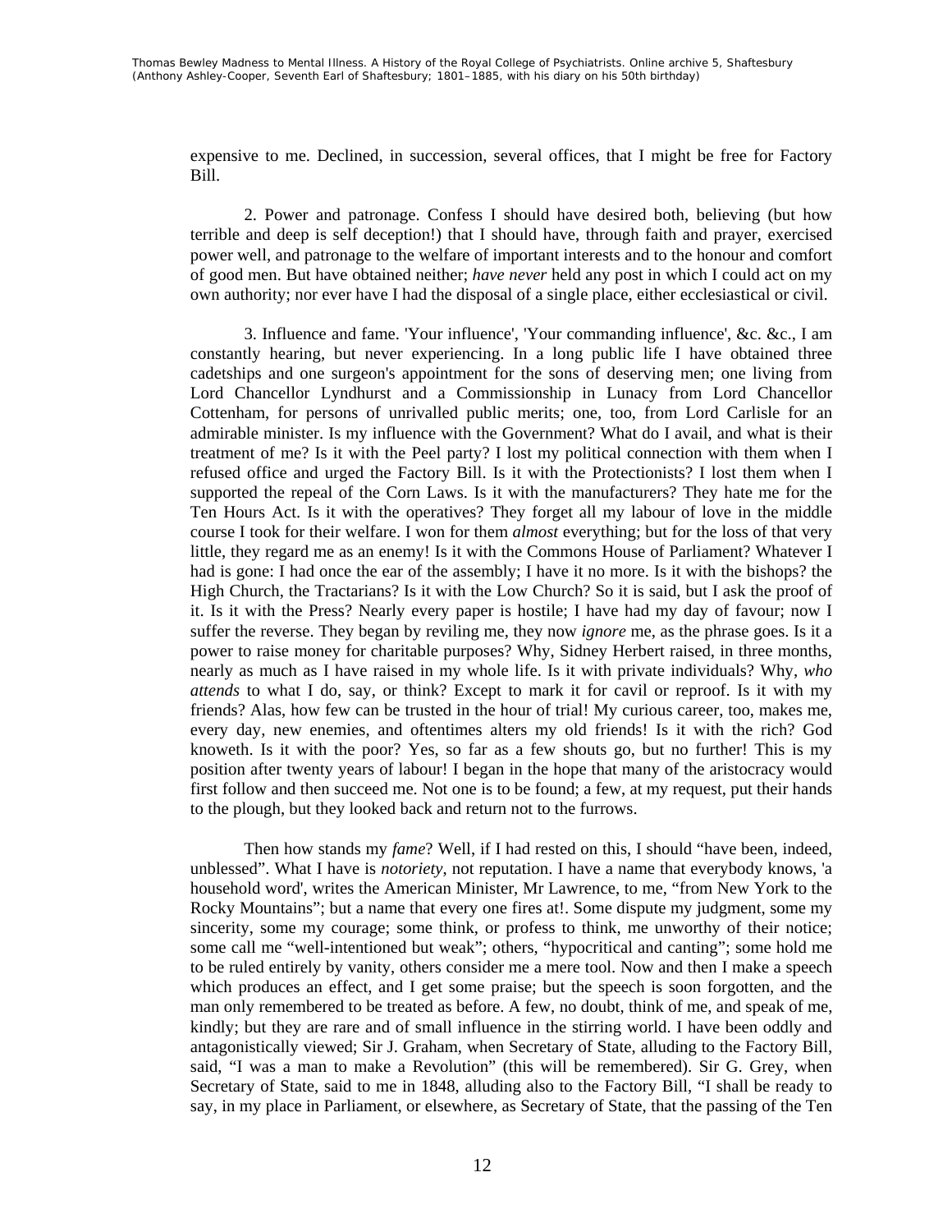expensive to me. Declined, in succession, several offices, that I might be free for Factory Bill.

2. Power and patronage. Confess I should have desired both, believing (but how terrible and deep is self deception!) that I should have, through faith and prayer, exercised power well, and patronage to the welfare of important interests and to the honour and comfort of good men. But have obtained neither; *have never* held any post in which I could act on my own authority; nor ever have I had the disposal of a single place, either ecclesiastical or civil.

3. Influence and fame. 'Your influence', 'Your commanding influence', &c. &c., I am constantly hearing, but never experiencing. In a long public life I have obtained three cadetships and one surgeon's appointment for the sons of deserving men; one living from Lord Chancellor Lyndhurst and a Commissionship in Lunacy from Lord Chancellor Cottenham, for persons of unrivalled public merits; one, too, from Lord Carlisle for an admirable minister. Is my influence with the Government? What do I avail, and what is their treatment of me? Is it with the Peel party? I lost my political connection with them when I refused office and urged the Factory Bill. Is it with the Protectionists? I lost them when I supported the repeal of the Corn Laws. Is it with the manufacturers? They hate me for the Ten Hours Act. Is it with the operatives? They forget all my labour of love in the middle course I took for their welfare. I won for them *almost* everything; but for the loss of that very little, they regard me as an enemy! Is it with the Commons House of Parliament? Whatever I had is gone: I had once the ear of the assembly; I have it no more. Is it with the bishops? the High Church, the Tractarians? Is it with the Low Church? So it is said, but I ask the proof of it. Is it with the Press? Nearly every paper is hostile; I have had my day of favour; now I suffer the reverse. They began by reviling me, they now *ignore* me, as the phrase goes. Is it a power to raise money for charitable purposes? Why, Sidney Herbert raised, in three months, nearly as much as I have raised in my whole life. Is it with private individuals? Why, *who attends* to what I do, say, or think? Except to mark it for cavil or reproof. Is it with my friends? Alas, how few can be trusted in the hour of trial! My curious career, too, makes me, every day, new enemies, and oftentimes alters my old friends! Is it with the rich? God knoweth. Is it with the poor? Yes, so far as a few shouts go, but no further! This is my position after twenty years of labour! I began in the hope that many of the aristocracy would first follow and then succeed me. Not one is to be found; a few, at my request, put their hands to the plough, but they looked back and return not to the furrows.

Then how stands my *fame*? Well, if I had rested on this, I should "have been, indeed, unblessed". What I have is *notoriety*, not reputation. I have a name that everybody knows, 'a household word', writes the American Minister, Mr Lawrence, to me, "from New York to the Rocky Mountains"; but a name that every one fires at!. Some dispute my judgment, some my sincerity, some my courage; some think, or profess to think, me unworthy of their notice; some call me "well-intentioned but weak"; others, "hypocritical and canting"; some hold me to be ruled entirely by vanity, others consider me a mere tool. Now and then I make a speech which produces an effect, and I get some praise; but the speech is soon forgotten, and the man only remembered to be treated as before. A few, no doubt, think of me, and speak of me, kindly; but they are rare and of small influence in the stirring world. I have been oddly and antagonistically viewed; Sir J. Graham, when Secretary of State, alluding to the Factory Bill, said, "I was a man to make a Revolution" (this will be remembered). Sir G. Grey, when Secretary of State, said to me in 1848, alluding also to the Factory Bill, "I shall be ready to say, in my place in Parliament, or elsewhere, as Secretary of State, that the passing of the Ten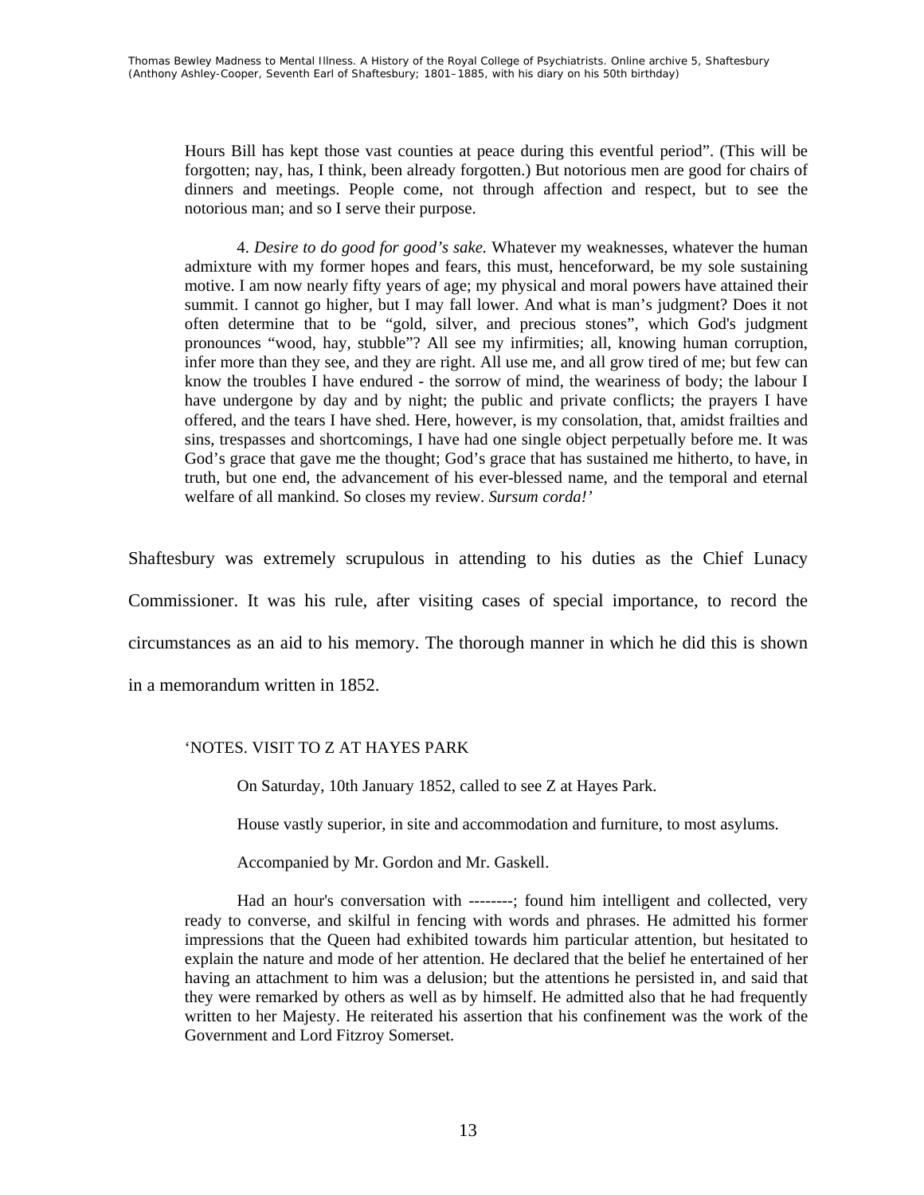Hours Bill has kept those vast counties at peace during this eventful period". (This will be forgotten; nay, has, I think, been already forgotten.) But notorious men are good for chairs of dinners and meetings. People come, not through affection and respect, but to see the notorious man; and so I serve their purpose.

4. *Desire to do good for good's sake.* Whatever my weaknesses, whatever the human admixture with my former hopes and fears, this must, henceforward, be my sole sustaining motive. I am now nearly fifty years of age; my physical and moral powers have attained their summit. I cannot go higher, but I may fall lower. And what is man's judgment? Does it not often determine that to be "gold, silver, and precious stones", which God's judgment pronounces "wood, hay, stubble"? All see my infirmities; all, knowing human corruption, infer more than they see, and they are right. All use me, and all grow tired of me; but few can know the troubles I have endured - the sorrow of mind, the weariness of body; the labour I have undergone by day and by night; the public and private conflicts; the prayers I have offered, and the tears I have shed. Here, however, is my consolation, that, amidst frailties and sins, trespasses and shortcomings, I have had one single object perpetually before me. It was God's grace that gave me the thought; God's grace that has sustained me hitherto, to have, in truth, but one end, the advancement of his ever-blessed name, and the temporal and eternal welfare of all mankind. So closes my review. *Sursum corda!'*

Shaftesbury was extremely scrupulous in attending to his duties as the Chief Lunacy Commissioner. It was his rule, after visiting cases of special importance, to record the circumstances as an aid to his memory. The thorough manner in which he did this is shown in a memorandum written in 1852.

'NOTES. VISIT TO Z AT HAYES PARK

On Saturday, 10th January 1852, called to see Z at Hayes Park.

House vastly superior, in site and accommodation and furniture, to most asylums.

Accompanied by Mr. Gordon and Mr. Gaskell.

Had an hour's conversation with --------; found him intelligent and collected, very ready to converse, and skilful in fencing with words and phrases. He admitted his former impressions that the Queen had exhibited towards him particular attention, but hesitated to explain the nature and mode of her attention. He declared that the belief he entertained of her having an attachment to him was a delusion; but the attentions he persisted in, and said that they were remarked by others as well as by himself. He admitted also that he had frequently written to her Majesty. He reiterated his assertion that his confinement was the work of the Government and Lord Fitzroy Somerset.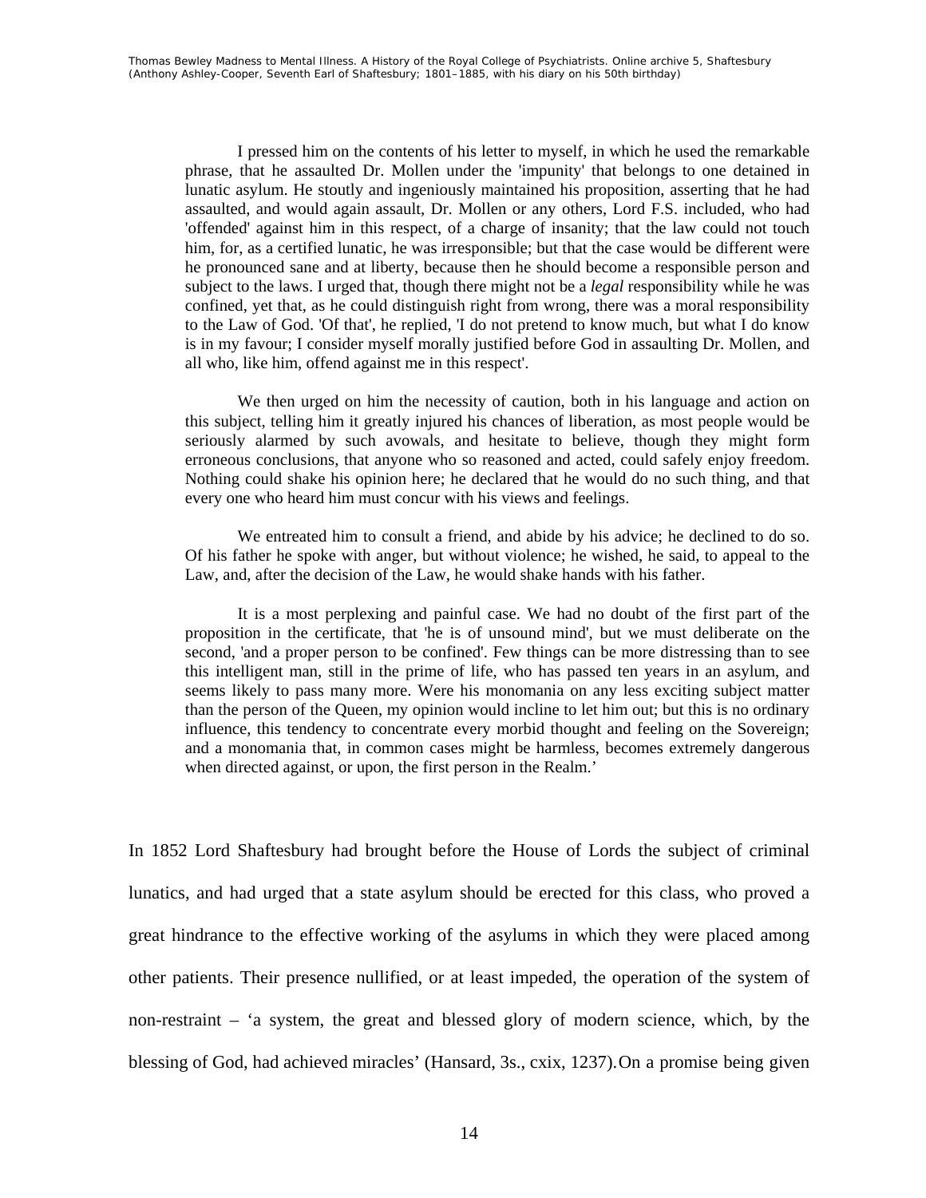> I pressed him on the contents of his letter to myself, in which he used the remarkable phrase, that he assaulted Dr. Mollen under the 'impunity' that belongs to one detained in lunatic asylum. He stoutly and ingeniously maintained his proposition, asserting that he had assaulted, and would again assault, Dr. Mollen or any others, Lord F.S. included, who had 'offended' against him in this respect, of a charge of insanity; that the law could not touch him, for, as a certified lunatic, he was irresponsible; but that the case would be different were he pronounced sane and at liberty, because then he should become a responsible person and subject to the laws. I urged that, though there might not be a *legal* responsibility while he was confined, yet that, as he could distinguish right from wrong, there was a moral responsibility to the Law of God. 'Of that', he replied, 'I do not pretend to know much, but what I do know is in my favour; I consider myself morally justified before God in assaulting Dr. Mollen, and all who, like him, offend against me in this respect'.
>
> We then urged on him the necessity of caution, both in his language and action on this subject, telling him it greatly injured his chances of liberation, as most people would be seriously alarmed by such avowals, and hesitate to believe, though they might form erroneous conclusions, that anyone who so reasoned and acted, could safely enjoy freedom. Nothing could shake his opinion here; he declared that he would do no such thing, and that every one who heard him must concur with his views and feelings.
>
> We entreated him to consult a friend, and abide by his advice; he declined to do so. Of his father he spoke with anger, but without violence; he wished, he said, to appeal to the Law, and, after the decision of the Law, he would shake hands with his father.
>
> It is a most perplexing and painful case. We had no doubt of the first part of the proposition in the certificate, that 'he is of unsound mind', but we must deliberate on the second, 'and a proper person to be confined'. Few things can be more distressing than to see this intelligent man, still in the prime of life, who has passed ten years in an asylum, and seems likely to pass many more. Were his monomania on any less exciting subject matter than the person of the Queen, my opinion would incline to let him out; but this is no ordinary influence, this tendency to concentrate every morbid thought and feeling on the Sovereign; and a monomania that, in common cases might be harmless, becomes extremely dangerous when directed against, or upon, the first person in the Realm.'

In 1852 Lord Shaftesbury had brought before the House of Lords the subject of criminal lunatics, and had urged that a state asylum should be erected for this class, who proved a great hindrance to the effective working of the asylums in which they were placed among other patients. Their presence nullified, or at least impeded, the operation of the system of non-restraint – 'a system, the great and blessed glory of modern science, which, by the blessing of God, had achieved miracles' (Hansard, 3s., cxix, 1237). On a promise being given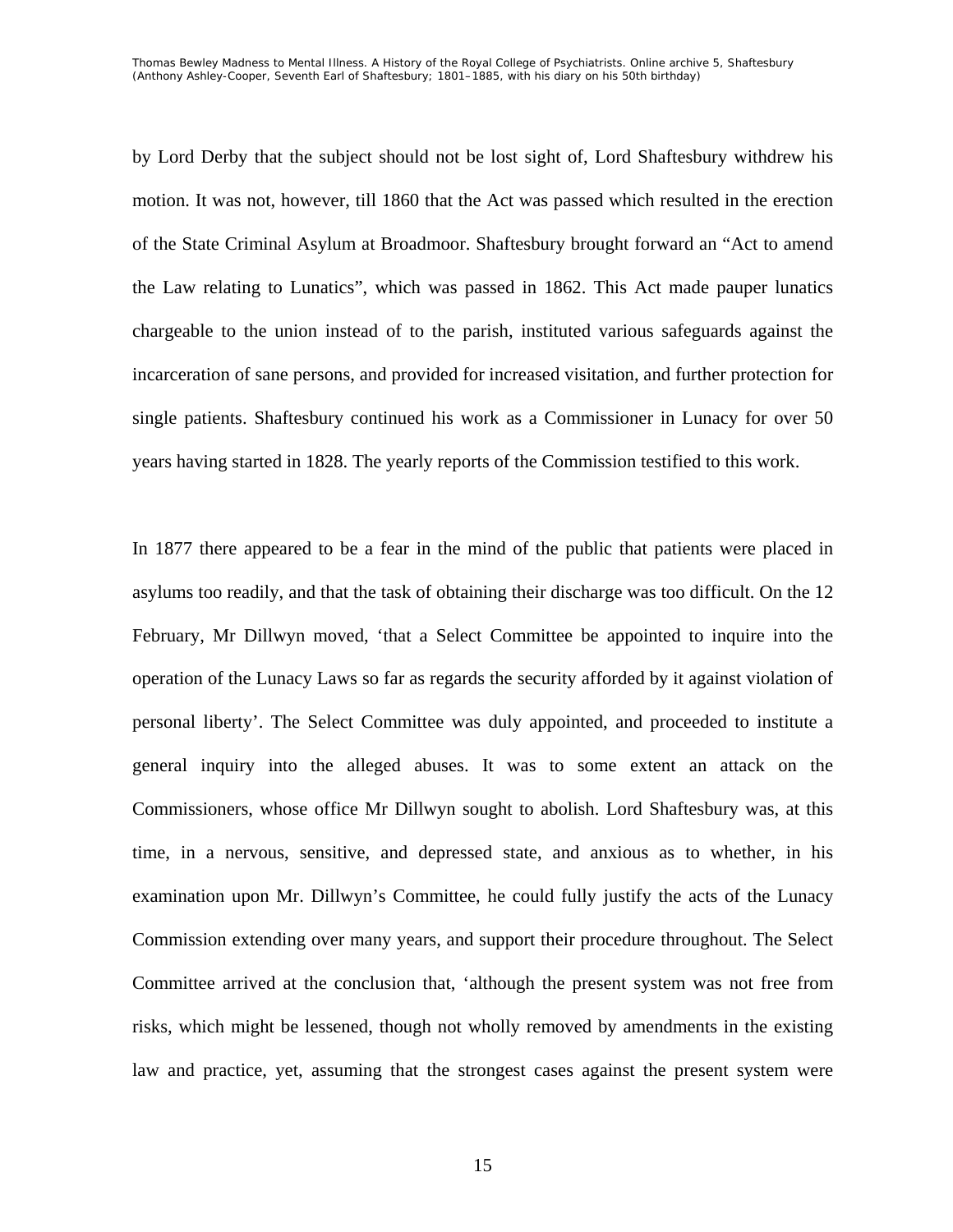by Lord Derby that the subject should not be lost sight of, Lord Shaftesbury withdrew his motion. It was not, however, till 1860 that the Act was passed which resulted in the erection of the State Criminal Asylum at Broadmoor. Shaftesbury brought forward an "Act to amend the Law relating to Lunatics", which was passed in 1862. This Act made pauper lunatics chargeable to the union instead of to the parish, instituted various safeguards against the incarceration of sane persons, and provided for increased visitation, and further protection for single patients. Shaftesbury continued his work as a Commissioner in Lunacy for over 50 years having started in 1828. The yearly reports of the Commission testified to this work.

In 1877 there appeared to be a fear in the mind of the public that patients were placed in asylums too readily, and that the task of obtaining their discharge was too difficult. On the 12 February, Mr Dillwyn moved, 'that a Select Committee be appointed to inquire into the operation of the Lunacy Laws so far as regards the security afforded by it against violation of personal liberty'. The Select Committee was duly appointed, and proceeded to institute a general inquiry into the alleged abuses. It was to some extent an attack on the Commissioners, whose office Mr Dillwyn sought to abolish. Lord Shaftesbury was, at this time, in a nervous, sensitive, and depressed state, and anxious as to whether, in his examination upon Mr. Dillwyn's Committee, he could fully justify the acts of the Lunacy Commission extending over many years, and support their procedure throughout. The Select Committee arrived at the conclusion that, 'although the present system was not free from risks, which might be lessened, though not wholly removed by amendments in the existing law and practice, yet, assuming that the strongest cases against the present system were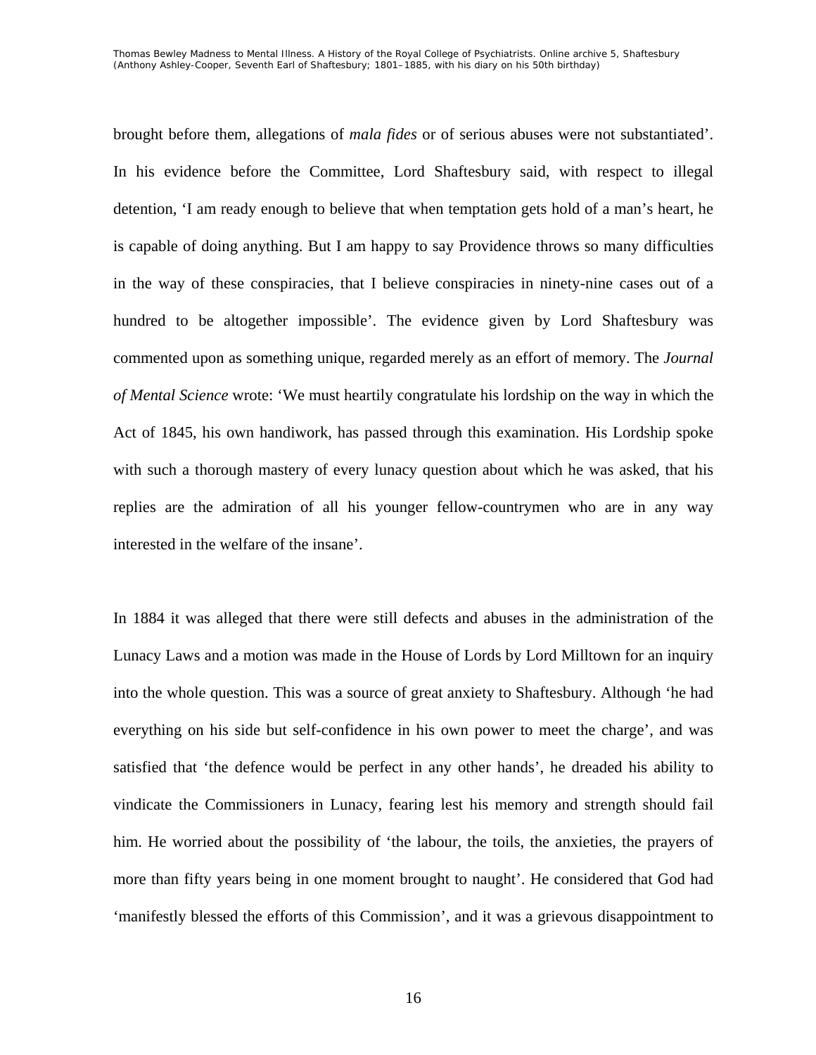brought before them, allegations of *mala fides* or of serious abuses were not substantiated'. In his evidence before the Committee, Lord Shaftesbury said, with respect to illegal detention, 'I am ready enough to believe that when temptation gets hold of a man's heart, he is capable of doing anything. But I am happy to say Providence throws so many difficulties in the way of these conspiracies, that I believe conspiracies in ninety-nine cases out of a hundred to be altogether impossible'. The evidence given by Lord Shaftesbury was commented upon as something unique, regarded merely as an effort of memory. The *Journal of Mental Science* wrote: 'We must heartily congratulate his lordship on the way in which the Act of 1845, his own handiwork, has passed through this examination. His Lordship spoke with such a thorough mastery of every lunacy question about which he was asked, that his replies are the admiration of all his younger fellow-countrymen who are in any way interested in the welfare of the insane'.

In 1884 it was alleged that there were still defects and abuses in the administration of the Lunacy Laws and a motion was made in the House of Lords by Lord Milltown for an inquiry into the whole question. This was a source of great anxiety to Shaftesbury. Although 'he had everything on his side but self-confidence in his own power to meet the charge', and was satisfied that 'the defence would be perfect in any other hands', he dreaded his ability to vindicate the Commissioners in Lunacy, fearing lest his memory and strength should fail him. He worried about the possibility of 'the labour, the toils, the anxieties, the prayers of more than fifty years being in one moment brought to naught'. He considered that God had 'manifestly blessed the efforts of this Commission', and it was a grievous disappointment to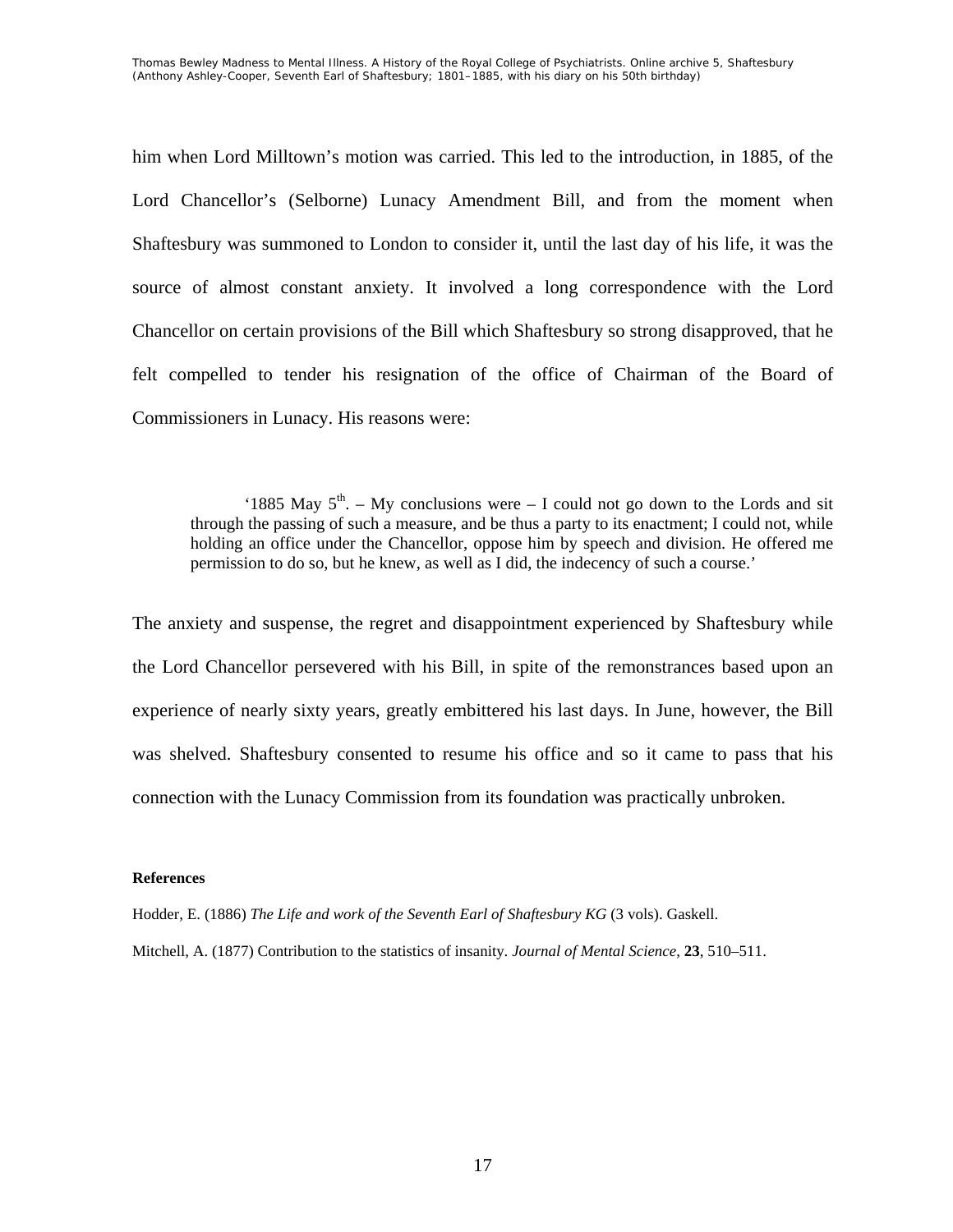him when Lord Milltown's motion was carried. This led to the introduction, in 1885, of the Lord Chancellor's (Selborne) Lunacy Amendment Bill, and from the moment when Shaftesbury was summoned to London to consider it, until the last day of his life, it was the source of almost constant anxiety. It involved a long correspondence with the Lord Chancellor on certain provisions of the Bill which Shaftesbury so strong disapproved, that he felt compelled to tender his resignation of the office of Chairman of the Board of Commissioners in Lunacy. His reasons were:

> '1885 May 5th. – My conclusions were – I could not go down to the Lords and sit through the passing of such a measure, and be thus a party to its enactment; I could not, while holding an office under the Chancellor, oppose him by speech and division. He offered me permission to do so, but he knew, as well as I did, the indecency of such a course.'

The anxiety and suspense, the regret and disappointment experienced by Shaftesbury while the Lord Chancellor persevered with his Bill, in spite of the remonstrances based upon an experience of nearly sixty years, greatly embittered his last days. In June, however, the Bill was shelved. Shaftesbury consented to resume his office and so it came to pass that his connection with the Lunacy Commission from its foundation was practically unbroken.

**References**

Hodder, E. (1886) *The Life and work of the Seventh Earl of Shaftesbury KG* (3 vols). Gaskell.

Mitchell, A. (1877) Contribution to the statistics of insanity. *Journal of Mental Science*, **23**, 510–511.